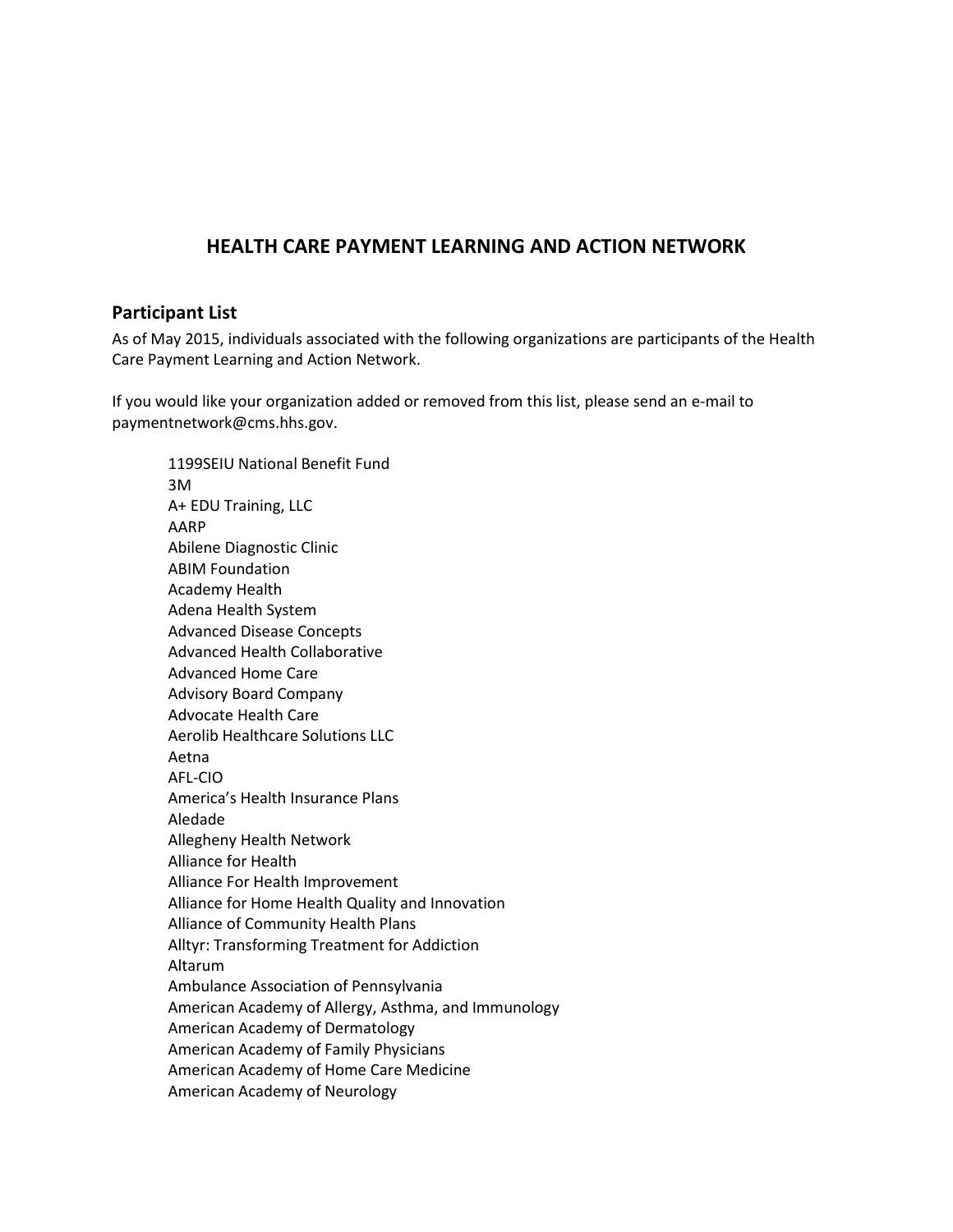# HEALTH CARE PAYMENT LEARNING AND ACTION NETWORK

## Participant List

As of May 2015, individuals associated with the following organizations are participants of the Health Care Payment Learning and Action Network.

If you would like your organization added or removed from this list, please send an e-mail to paymentnetwork@cms.hhs.gov.

1199SEIU National Benefit Fund
3M
A+ EDU Training, LLC
AARP
Abilene Diagnostic Clinic
ABIM Foundation
Academy Health
Adena Health System
Advanced Disease Concepts
Advanced Health Collaborative
Advanced Home Care
Advisory Board Company
Advocate Health Care
Aerolib Healthcare Solutions LLC
Aetna
AFL-CIO
America's Health Insurance Plans
Aledade
Allegheny Health Network
Alliance for Health
Alliance For Health Improvement
Alliance for Home Health Quality and Innovation
Alliance of Community Health Plans
Alltyr: Transforming Treatment for Addiction
Altarum
Ambulance Association of Pennsylvania
American Academy of Allergy, Asthma, and Immunology
American Academy of Dermatology
American Academy of Family Physicians
American Academy of Home Care Medicine
American Academy of Neurology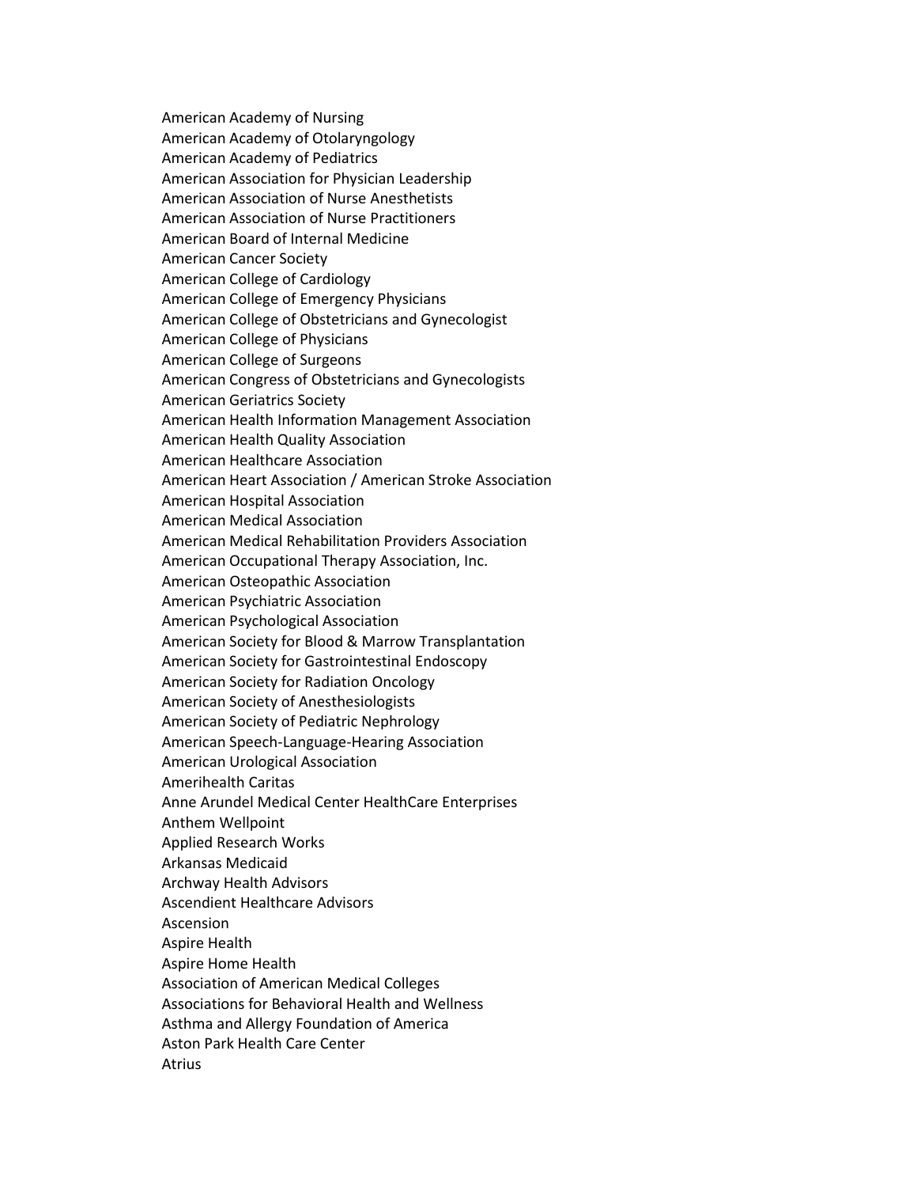American Academy of Nursing
American Academy of Otolaryngology
American Academy of Pediatrics
American Association for Physician Leadership
American Association of Nurse Anesthetists
American Association of Nurse Practitioners
American Board of Internal Medicine
American Cancer Society
American College of Cardiology
American College of Emergency Physicians
American College of Obstetricians and Gynecologist
American College of Physicians
American College of Surgeons
American Congress of Obstetricians and Gynecologists
American Geriatrics Society
American Health Information Management Association
American Health Quality Association
American Healthcare Association
American Heart Association / American Stroke Association
American Hospital Association
American Medical Association
American Medical Rehabilitation Providers Association
American Occupational Therapy Association, Inc.
American Osteopathic Association
American Psychiatric Association
American Psychological Association
American Society for Blood & Marrow Transplantation
American Society for Gastrointestinal Endoscopy
American Society for Radiation Oncology
American Society of Anesthesiologists
American Society of Pediatric Nephrology
American Speech-Language-Hearing Association
American Urological Association
Amerihealth Caritas
Anne Arundel Medical Center HealthCare Enterprises
Anthem Wellpoint
Applied Research Works
Arkansas Medicaid
Archway Health Advisors
Ascendient Healthcare Advisors
Ascension
Aspire Health
Aspire Home Health
Association of American Medical Colleges
Associations for Behavioral Health and Wellness
Asthma and Allergy Foundation of America
Aston Park Health Care Center
Atrius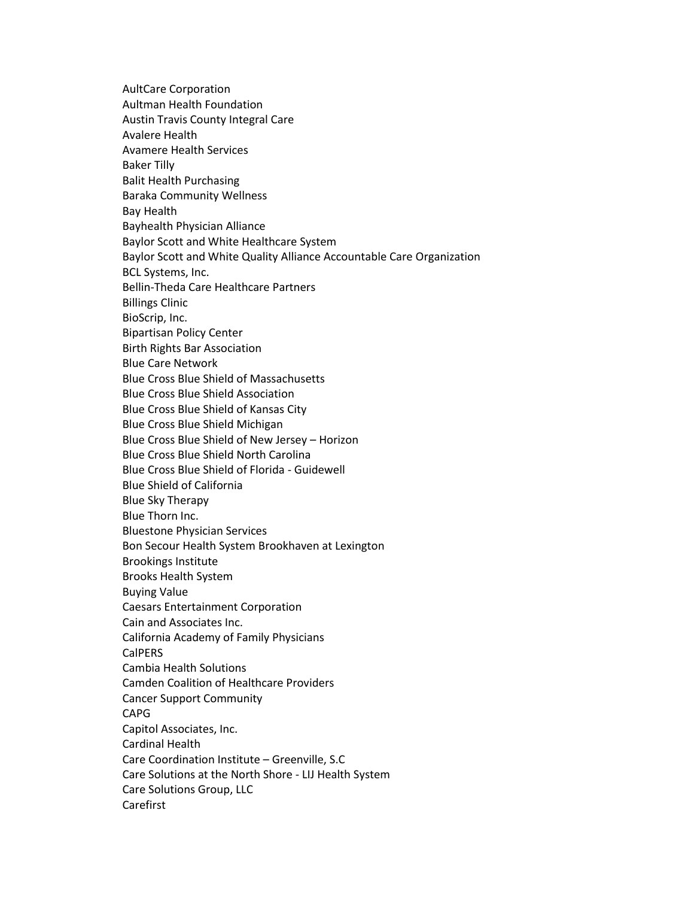AultCare Corporation
Aultman Health Foundation
Austin Travis County Integral Care
Avalere Health
Avamere Health Services
Baker Tilly
Balit Health Purchasing
Baraka Community Wellness
Bay Health
Bayhealth Physician Alliance
Baylor Scott and White Healthcare System
Baylor Scott and White Quality Alliance Accountable Care Organization
BCL Systems, Inc.
Bellin-Theda Care Healthcare Partners
Billings Clinic
BioScrip, Inc.
Bipartisan Policy Center
Birth Rights Bar Association
Blue Care Network
Blue Cross Blue Shield of Massachusetts
Blue Cross Blue Shield Association
Blue Cross Blue Shield of Kansas City
Blue Cross Blue Shield Michigan
Blue Cross Blue Shield of New Jersey – Horizon
Blue Cross Blue Shield North Carolina
Blue Cross Blue Shield of Florida - Guidewell
Blue Shield of California
Blue Sky Therapy
Blue Thorn Inc.
Bluestone Physician Services
Bon Secour Health System Brookhaven at Lexington
Brookings Institute
Brooks Health System
Buying Value
Caesars Entertainment Corporation
Cain and Associates Inc.
California Academy of Family Physicians
CalPERS
Cambia Health Solutions
Camden Coalition of Healthcare Providers
Cancer Support Community
CAPG
Capitol Associates, Inc.
Cardinal Health
Care Coordination Institute – Greenville, S.C
Care Solutions at the North Shore - LIJ Health System
Care Solutions Group, LLC
Carefirst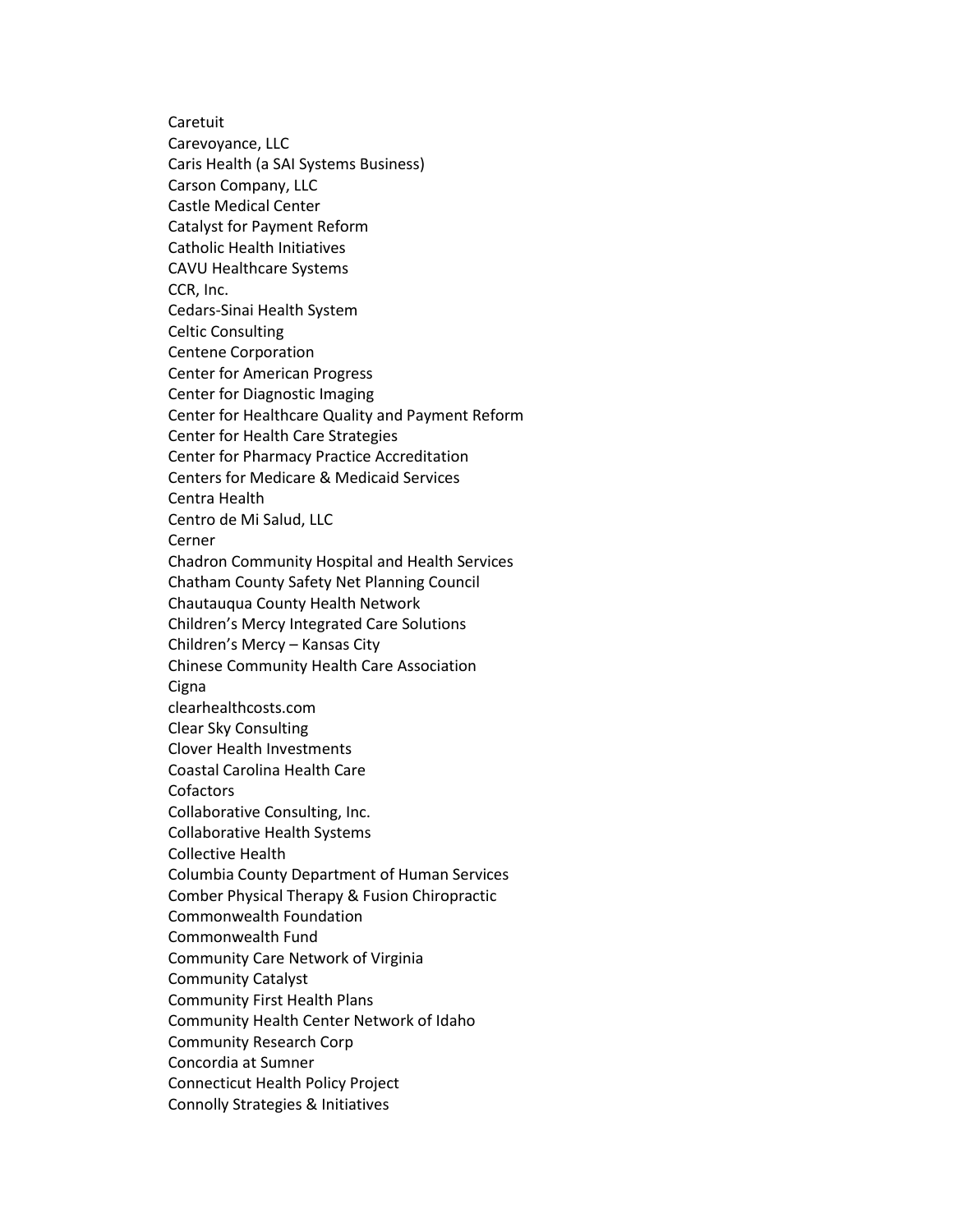Caretuit
Carevoyance, LLC
Caris Health (a SAI Systems Business)
Carson Company, LLC
Castle Medical Center
Catalyst for Payment Reform
Catholic Health Initiatives
CAVU Healthcare Systems
CCR, Inc.
Cedars-Sinai Health System
Celtic Consulting
Centene Corporation
Center for American Progress
Center for Diagnostic Imaging
Center for Healthcare Quality and Payment Reform
Center for Health Care Strategies
Center for Pharmacy Practice Accreditation
Centers for Medicare & Medicaid Services
Centra Health
Centro de Mi Salud, LLC
Cerner
Chadron Community Hospital and Health Services
Chatham County Safety Net Planning Council
Chautauqua County Health Network
Children's Mercy Integrated Care Solutions
Children's Mercy – Kansas City
Chinese Community Health Care Association
Cigna
clearhealthcosts.com
Clear Sky Consulting
Clover Health Investments
Coastal Carolina Health Care
Cofactors
Collaborative Consulting, Inc.
Collaborative Health Systems
Collective Health
Columbia County Department of Human Services
Comber Physical Therapy & Fusion Chiropractic
Commonwealth Foundation
Commonwealth Fund
Community Care Network of Virginia
Community Catalyst
Community First Health Plans
Community Health Center Network of Idaho
Community Research Corp
Concordia at Sumner
Connecticut Health Policy Project
Connolly Strategies & Initiatives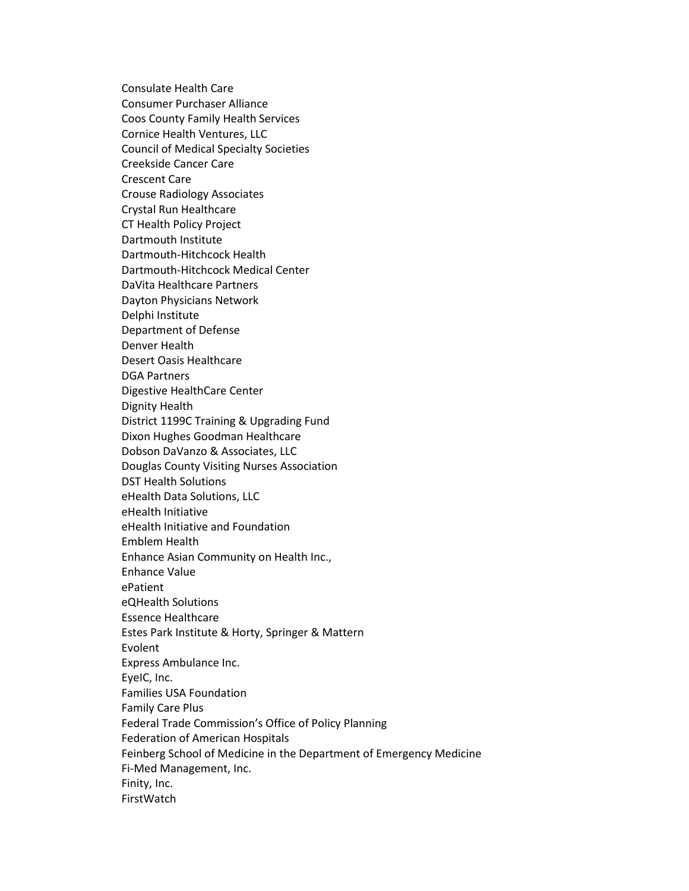Consulate Health Care
Consumer Purchaser Alliance
Coos County Family Health Services
Cornice Health Ventures, LLC
Council of Medical Specialty Societies
Creekside Cancer Care
Crescent Care
Crouse Radiology Associates
Crystal Run Healthcare
CT Health Policy Project
Dartmouth Institute
Dartmouth-Hitchcock Health
Dartmouth-Hitchcock Medical Center
DaVita Healthcare Partners
Dayton Physicians Network
Delphi Institute
Department of Defense
Denver Health
Desert Oasis Healthcare
DGA Partners
Digestive HealthCare Center
Dignity Health
District 1199C Training & Upgrading Fund
Dixon Hughes Goodman Healthcare
Dobson DaVanzo & Associates, LLC
Douglas County Visiting Nurses Association
DST Health Solutions
eHealth Data Solutions, LLC
eHealth Initiative
eHealth Initiative and Foundation
Emblem Health
Enhance Asian Community on Health Inc.,
Enhance Value
ePatient
eQHealth Solutions
Essence Healthcare
Estes Park Institute & Horty, Springer & Mattern
Evolent
Express Ambulance Inc.
EyeIC, Inc.
Families USA Foundation
Family Care Plus
Federal Trade Commission's Office of Policy Planning
Federation of American Hospitals
Feinberg School of Medicine in the Department of Emergency Medicine
Fi-Med Management, Inc.
Finity, Inc.
FirstWatch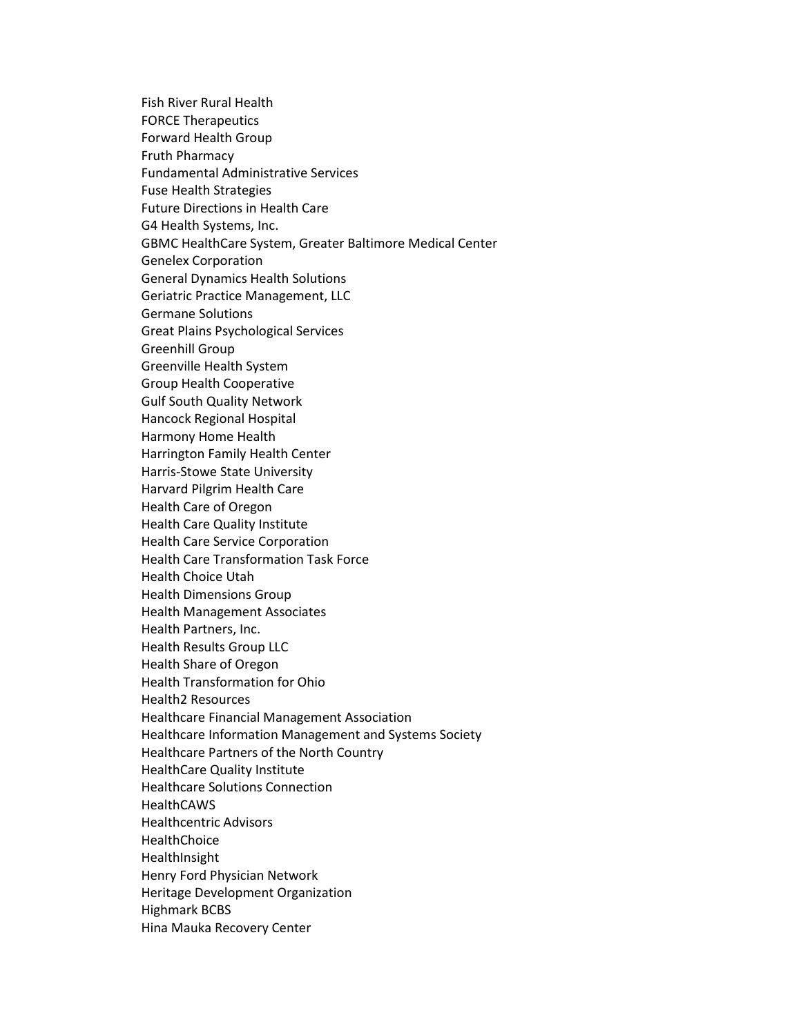Fish River Rural Health
FORCE Therapeutics
Forward Health Group
Fruth Pharmacy
Fundamental Administrative Services
Fuse Health Strategies
Future Directions in Health Care
G4 Health Systems, Inc.
GBMC HealthCare System, Greater Baltimore Medical Center
Genelex Corporation
General Dynamics Health Solutions
Geriatric Practice Management, LLC
Germane Solutions
Great Plains Psychological Services
Greenhill Group
Greenville Health System
Group Health Cooperative
Gulf South Quality Network
Hancock Regional Hospital
Harmony Home Health
Harrington Family Health Center
Harris-Stowe State University
Harvard Pilgrim Health Care
Health Care of Oregon
Health Care Quality Institute
Health Care Service Corporation
Health Care Transformation Task Force
Health Choice Utah
Health Dimensions Group
Health Management Associates
Health Partners, Inc.
Health Results Group LLC
Health Share of Oregon
Health Transformation for Ohio
Health2 Resources
Healthcare Financial Management Association
Healthcare Information Management and Systems Society
Healthcare Partners of the North Country
HealthCare Quality Institute
Healthcare Solutions Connection
HealthCAWS
Healthcentric Advisors
HealthChoice
HealthInsight
Henry Ford Physician Network
Heritage Development Organization
Highmark BCBS
Hina Mauka Recovery Center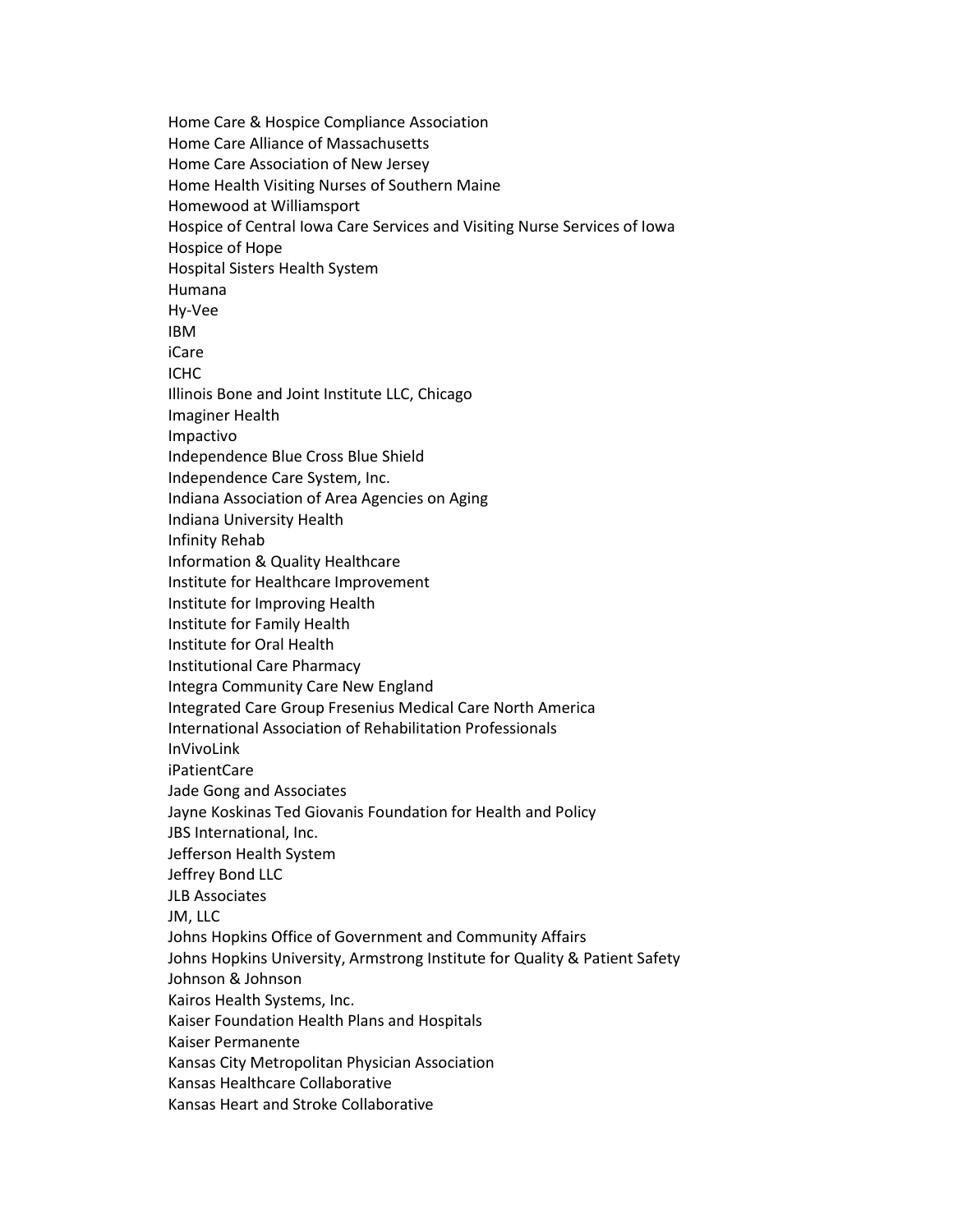Home Care & Hospice Compliance Association
Home Care Alliance of Massachusetts
Home Care Association of New Jersey
Home Health Visiting Nurses of Southern Maine
Homewood at Williamsport
Hospice of Central Iowa Care Services and Visiting Nurse Services of Iowa
Hospice of Hope
Hospital Sisters Health System
Humana
Hy-Vee
IBM
iCare
ICHC
Illinois Bone and Joint Institute LLC, Chicago
Imaginer Health
Impactivo
Independence Blue Cross Blue Shield
Independence Care System, Inc.
Indiana Association of Area Agencies on Aging
Indiana University Health
Infinity Rehab
Information & Quality Healthcare
Institute for Healthcare Improvement
Institute for Improving Health
Institute for Family Health
Institute for Oral Health
Institutional Care Pharmacy
Integra Community Care New England
Integrated Care Group Fresenius Medical Care North America
International Association of Rehabilitation Professionals
InVivoLink
iPatientCare
Jade Gong and Associates
Jayne Koskinas Ted Giovanis Foundation for Health and Policy
JBS International, Inc.
Jefferson Health System
Jeffrey Bond LLC
JLB Associates
JM, LLC
Johns Hopkins Office of Government and Community Affairs
Johns Hopkins University, Armstrong Institute for Quality & Patient Safety
Johnson & Johnson
Kairos Health Systems, Inc.
Kaiser Foundation Health Plans and Hospitals
Kaiser Permanente
Kansas City Metropolitan Physician Association
Kansas Healthcare Collaborative
Kansas Heart and Stroke Collaborative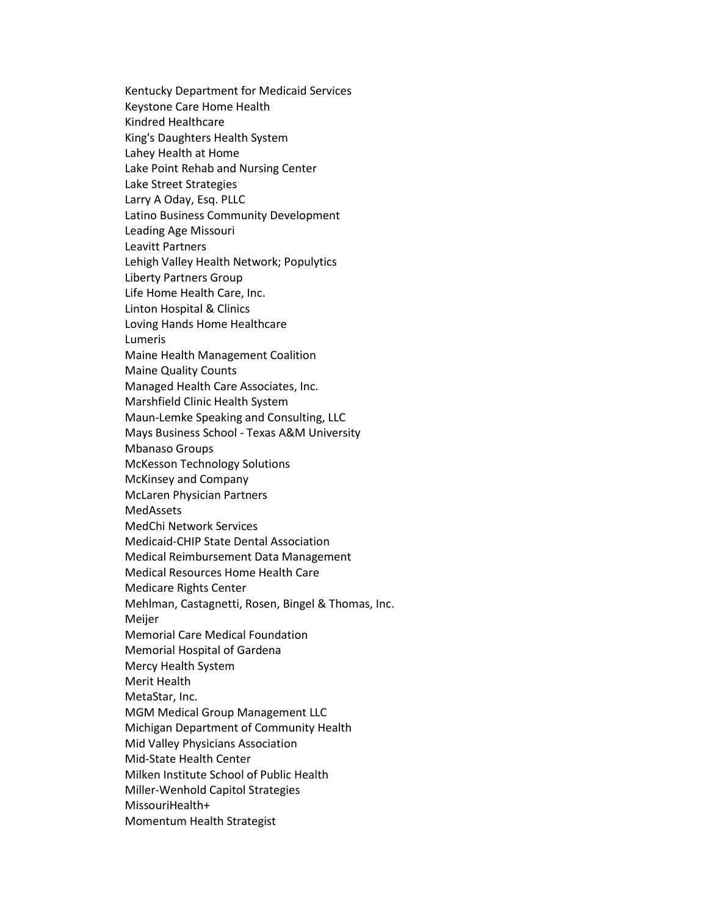Kentucky Department for Medicaid Services
Keystone Care Home Health
Kindred Healthcare
King's Daughters Health System
Lahey Health at Home
Lake Point Rehab and Nursing Center
Lake Street Strategies
Larry A Oday, Esq. PLLC
Latino Business Community Development
Leading Age Missouri
Leavitt Partners
Lehigh Valley Health Network; Populytics
Liberty Partners Group
Life Home Health Care, Inc.
Linton Hospital & Clinics
Loving Hands Home Healthcare
Lumeris
Maine Health Management Coalition
Maine Quality Counts
Managed Health Care Associates, Inc.
Marshfield Clinic Health System
Maun-Lemke Speaking and Consulting, LLC
Mays Business School - Texas A&M University
Mbanaso Groups
McKesson Technology Solutions
McKinsey and Company
McLaren Physician Partners
MedAssets
MedChi Network Services
Medicaid-CHIP State Dental Association
Medical Reimbursement Data Management
Medical Resources Home Health Care
Medicare Rights Center
Mehlman, Castagnetti, Rosen, Bingel & Thomas, Inc.
Meijer
Memorial Care Medical Foundation
Memorial Hospital of Gardena
Mercy Health System
Merit Health
MetaStar, Inc.
MGM Medical Group Management LLC
Michigan Department of Community Health
Mid Valley Physicians Association
Mid-State Health Center
Milken Institute School of Public Health
Miller-Wenhold Capitol Strategies
MissouriHealth+
Momentum Health Strategist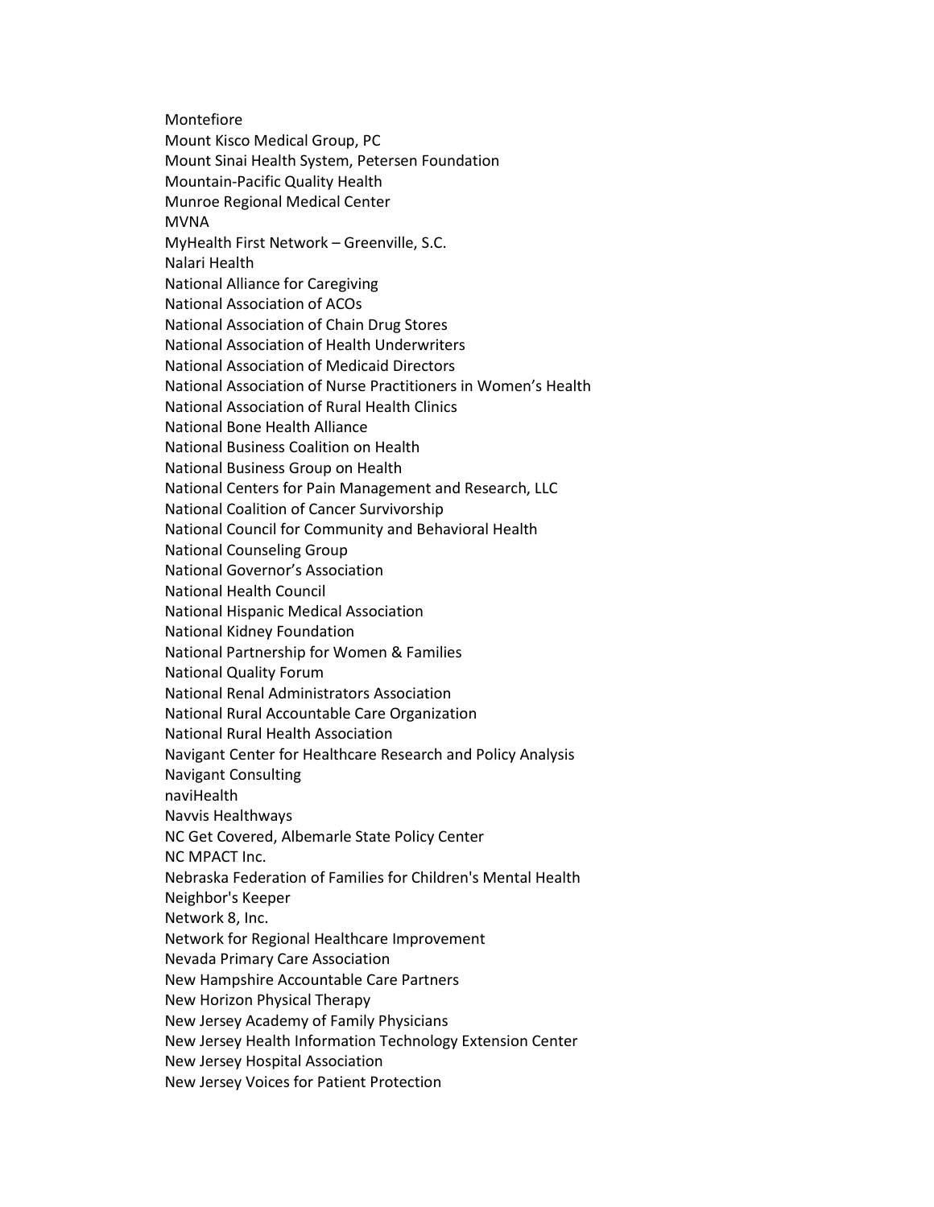Montefiore
Mount Kisco Medical Group, PC
Mount Sinai Health System, Petersen Foundation
Mountain-Pacific Quality Health
Munroe Regional Medical Center
MVNA
MyHealth First Network – Greenville, S.C.
Nalari Health
National Alliance for Caregiving
National Association of ACOs
National Association of Chain Drug Stores
National Association of Health Underwriters
National Association of Medicaid Directors
National Association of Nurse Practitioners in Women's Health
National Association of Rural Health Clinics
National Bone Health Alliance
National Business Coalition on Health
National Business Group on Health
National Centers for Pain Management and Research, LLC
National Coalition of Cancer Survivorship
National Council for Community and Behavioral Health
National Counseling Group
National Governor's Association
National Health Council
National Hispanic Medical Association
National Kidney Foundation
National Partnership for Women & Families
National Quality Forum
National Renal Administrators Association
National Rural Accountable Care Organization
National Rural Health Association
Navigant Center for Healthcare Research and Policy Analysis
Navigant Consulting
naviHealth
Navvis Healthways
NC Get Covered, Albemarle State Policy Center
NC MPACT Inc.
Nebraska Federation of Families for Children's Mental Health
Neighbor's Keeper
Network 8, Inc.
Network for Regional Healthcare Improvement
Nevada Primary Care Association
New Hampshire Accountable Care Partners
New Horizon Physical Therapy
New Jersey Academy of Family Physicians
New Jersey Health Information Technology Extension Center
New Jersey Hospital Association
New Jersey Voices for Patient Protection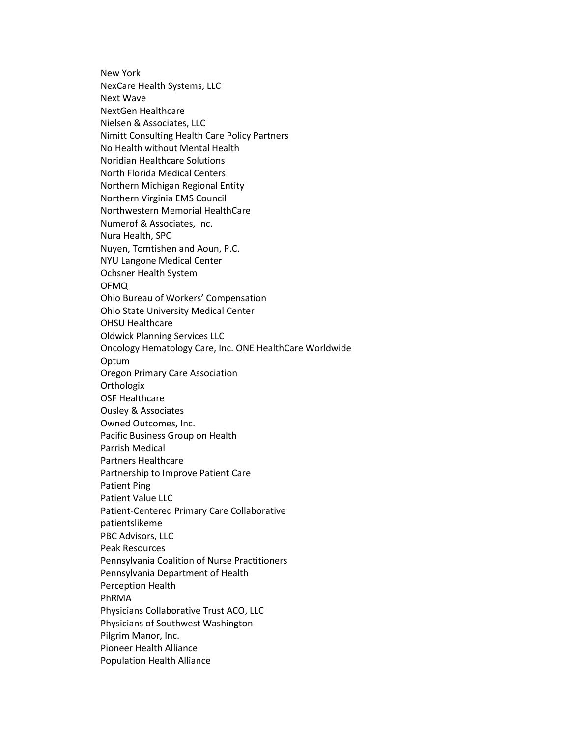New York
NexCare Health Systems, LLC
Next Wave
NextGen Healthcare
Nielsen & Associates, LLC
Nimitt Consulting Health Care Policy Partners
No Health without Mental Health
Noridian Healthcare Solutions
North Florida Medical Centers
Northern Michigan Regional Entity
Northern Virginia EMS Council
Northwestern Memorial HealthCare
Numerof & Associates, Inc.
Nura Health, SPC
Nuyen, Tomtishen and Aoun, P.C.
NYU Langone Medical Center
Ochsner Health System
OFMQ
Ohio Bureau of Workers' Compensation
Ohio State University Medical Center
OHSU Healthcare
Oldwick Planning Services LLC
Oncology Hematology Care, Inc. ONE HealthCare Worldwide
Optum
Oregon Primary Care Association
Orthologix
OSF Healthcare
Ousley & Associates
Owned Outcomes, Inc.
Pacific Business Group on Health
Parrish Medical
Partners Healthcare
Partnership to Improve Patient Care
Patient Ping
Patient Value LLC
Patient-Centered Primary Care Collaborative
patientslikeme
PBC Advisors, LLC
Peak Resources
Pennsylvania Coalition of Nurse Practitioners
Pennsylvania Department of Health
Perception Health
PhRMA
Physicians Collaborative Trust ACO, LLC
Physicians of Southwest Washington
Pilgrim Manor, Inc.
Pioneer Health Alliance
Population Health Alliance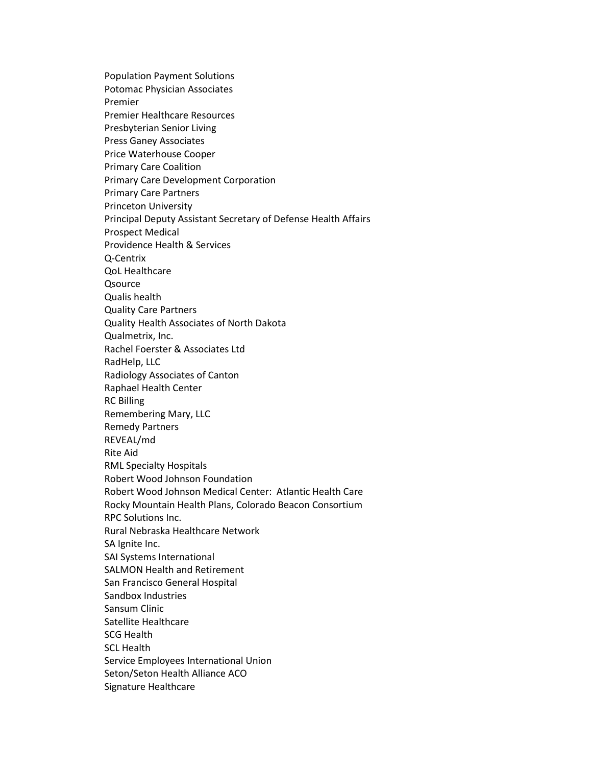Population Payment Solutions
Potomac Physician Associates
Premier
Premier Healthcare Resources
Presbyterian Senior Living
Press Ganey Associates
Price Waterhouse Cooper
Primary Care Coalition
Primary Care Development Corporation
Primary Care Partners
Princeton University
Principal Deputy Assistant Secretary of Defense Health Affairs
Prospect Medical
Providence Health & Services
Q-Centrix
QoL Healthcare
Qsource
Qualis health
Quality Care Partners
Quality Health Associates of North Dakota
Qualmetrix, Inc.
Rachel Foerster & Associates Ltd
RadHelp, LLC
Radiology Associates of Canton
Raphael Health Center
RC Billing
Remembering Mary, LLC
Remedy Partners
REVEAL/md
Rite Aid
RML Specialty Hospitals
Robert Wood Johnson Foundation
Robert Wood Johnson Medical Center:  Atlantic Health Care
Rocky Mountain Health Plans, Colorado Beacon Consortium
RPC Solutions Inc.
Rural Nebraska Healthcare Network
SA Ignite Inc.
SAI Systems International
SALMON Health and Retirement
San Francisco General Hospital
Sandbox Industries
Sansum Clinic
Satellite Healthcare
SCG Health
SCL Health
Service Employees International Union
Seton/Seton Health Alliance ACO
Signature Healthcare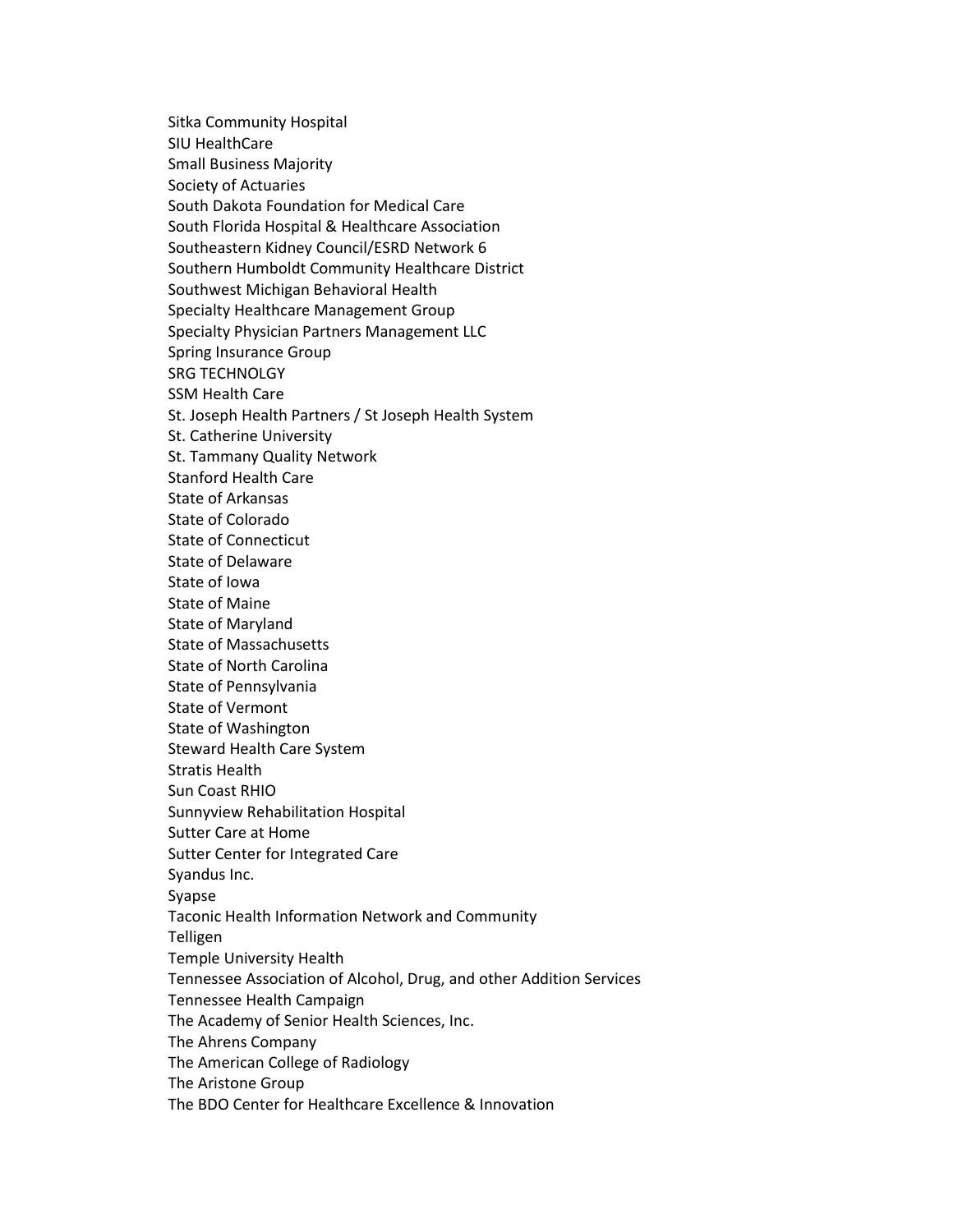Sitka Community Hospital
SIU HealthCare
Small Business Majority
Society of Actuaries
South Dakota Foundation for Medical Care
South Florida Hospital & Healthcare Association
Southeastern Kidney Council/ESRD Network 6
Southern Humboldt Community Healthcare District
Southwest Michigan Behavioral Health
Specialty Healthcare Management Group
Specialty Physician Partners Management LLC
Spring Insurance Group
SRG TECHNOLGY
SSM Health Care
St. Joseph Health Partners / St Joseph Health System
St. Catherine University
St. Tammany Quality Network
Stanford Health Care
State of Arkansas
State of Colorado
State of Connecticut
State of Delaware
State of Iowa
State of Maine
State of Maryland
State of Massachusetts
State of North Carolina
State of Pennsylvania
State of Vermont
State of Washington
Steward Health Care System
Stratis Health
Sun Coast RHIO
Sunnyview Rehabilitation Hospital
Sutter Care at Home
Sutter Center for Integrated Care
Syandus Inc.
Syapse
Taconic Health Information Network and Community
Telligen
Temple University Health
Tennessee Association of Alcohol, Drug, and other Addition Services
Tennessee Health Campaign
The Academy of Senior Health Sciences, Inc.
The Ahrens Company
The American College of Radiology
The Aristone Group
The BDO Center for Healthcare Excellence & Innovation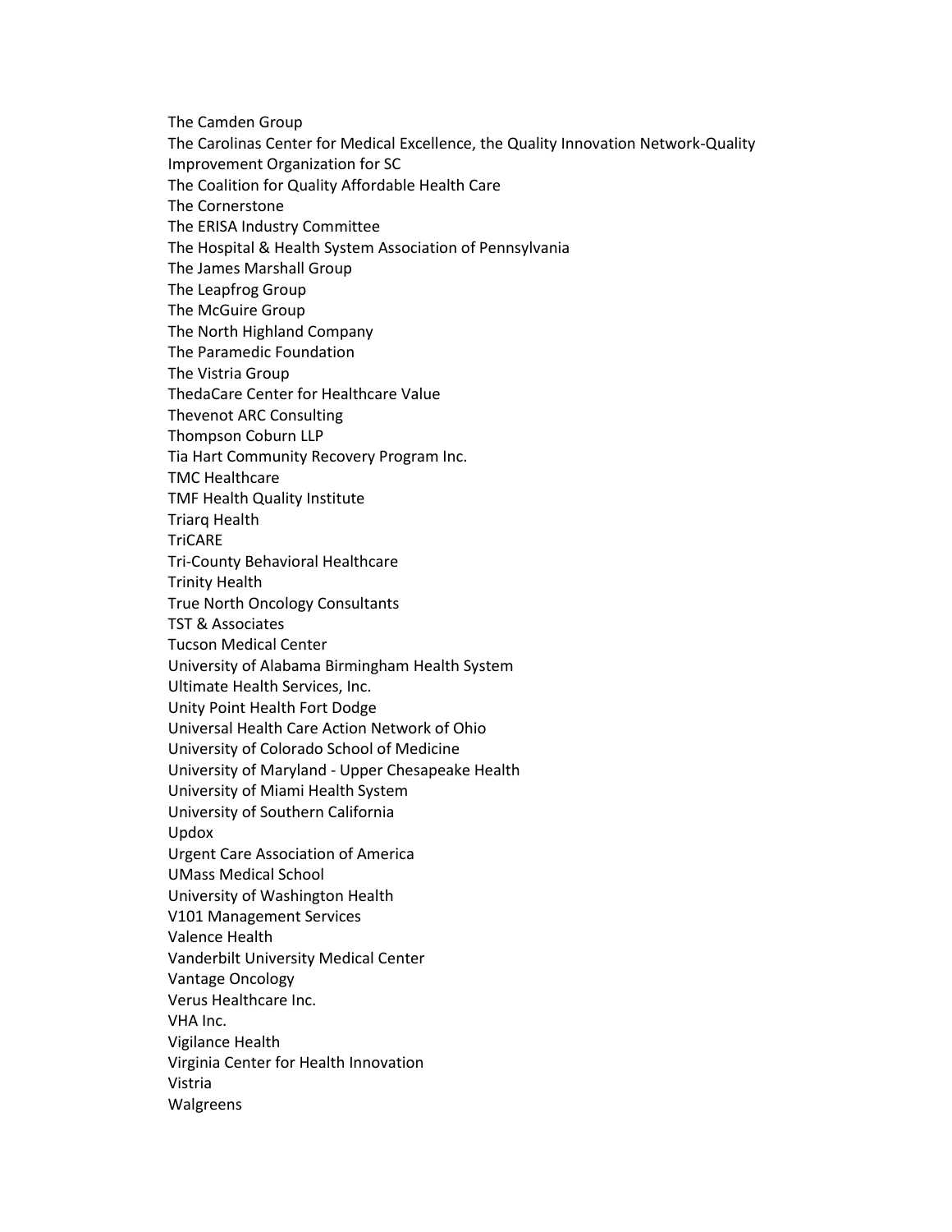The Camden Group
The Carolinas Center for Medical Excellence, the Quality Innovation Network-Quality Improvement Organization for SC
The Coalition for Quality Affordable Health Care
The Cornerstone
The ERISA Industry Committee
The Hospital & Health System Association of Pennsylvania
The James Marshall Group
The Leapfrog Group
The McGuire Group
The North Highland Company
The Paramedic Foundation
The Vistria Group
ThedaCare Center for Healthcare Value
Thevenot ARC Consulting
Thompson Coburn LLP
Tia Hart Community Recovery Program Inc.
TMC Healthcare
TMF Health Quality Institute
Triarq Health
TriCARE
Tri-County Behavioral Healthcare
Trinity Health
True North Oncology Consultants
TST & Associates
Tucson Medical Center
University of Alabama Birmingham Health System
Ultimate Health Services, Inc.
Unity Point Health Fort Dodge
Universal Health Care Action Network of Ohio
University of Colorado School of Medicine
University of Maryland - Upper Chesapeake Health
University of Miami Health System
University of Southern California
Updox
Urgent Care Association of America
UMass Medical School
University of Washington Health
V101 Management Services
Valence Health
Vanderbilt University Medical Center
Vantage Oncology
Verus Healthcare Inc.
VHA Inc.
Vigilance Health
Virginia Center for Health Innovation
Vistria
Walgreens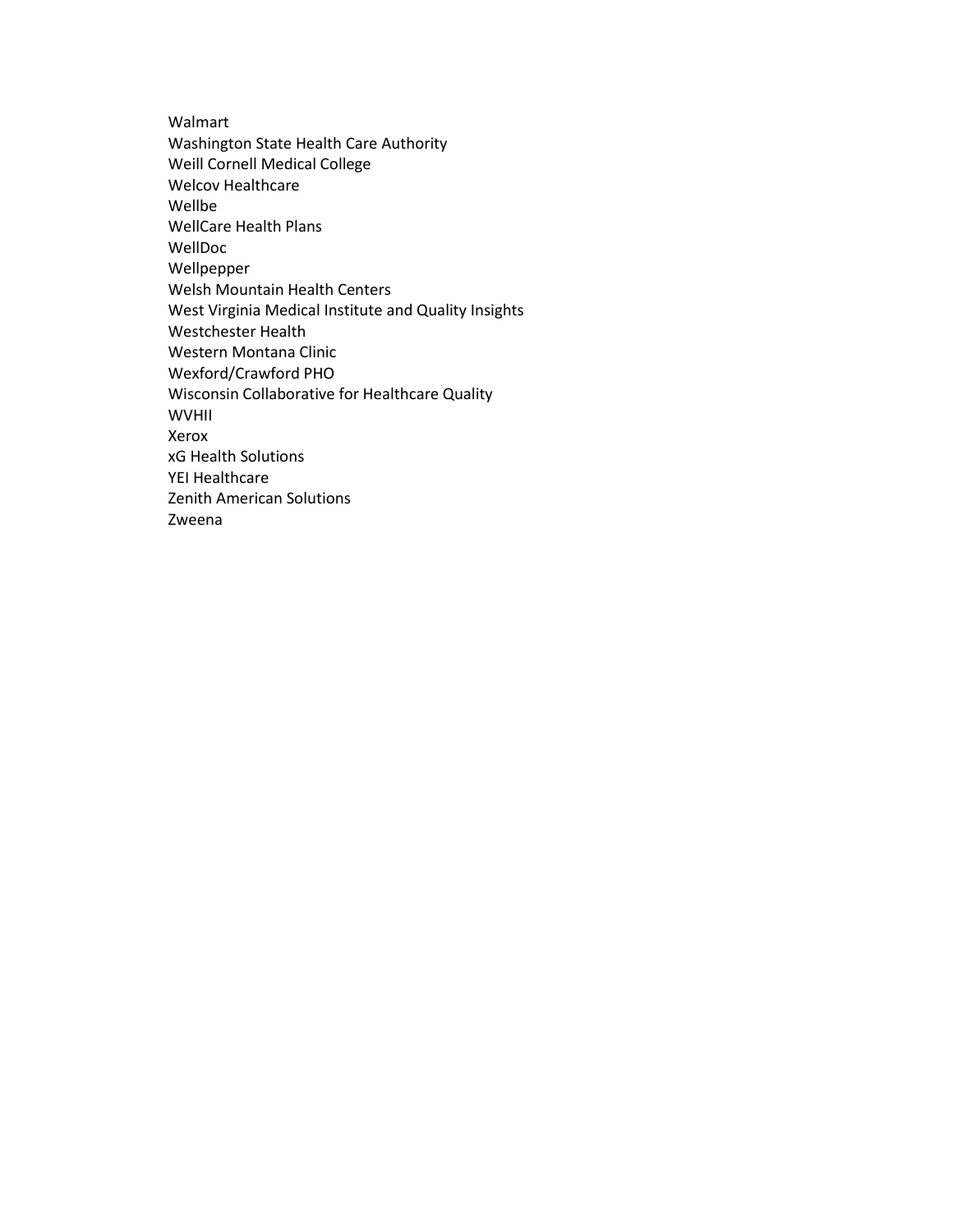Walmart
Washington State Health Care Authority
Weill Cornell Medical College
Welcov Healthcare
Wellbe
WellCare Health Plans
WellDoc
Wellpepper
Welsh Mountain Health Centers
West Virginia Medical Institute and Quality Insights
Westchester Health
Western Montana Clinic
Wexford/Crawford PHO
Wisconsin Collaborative for Healthcare Quality
WVHII
Xerox
xG Health Solutions
YEI Healthcare
Zenith American Solutions
Zweena